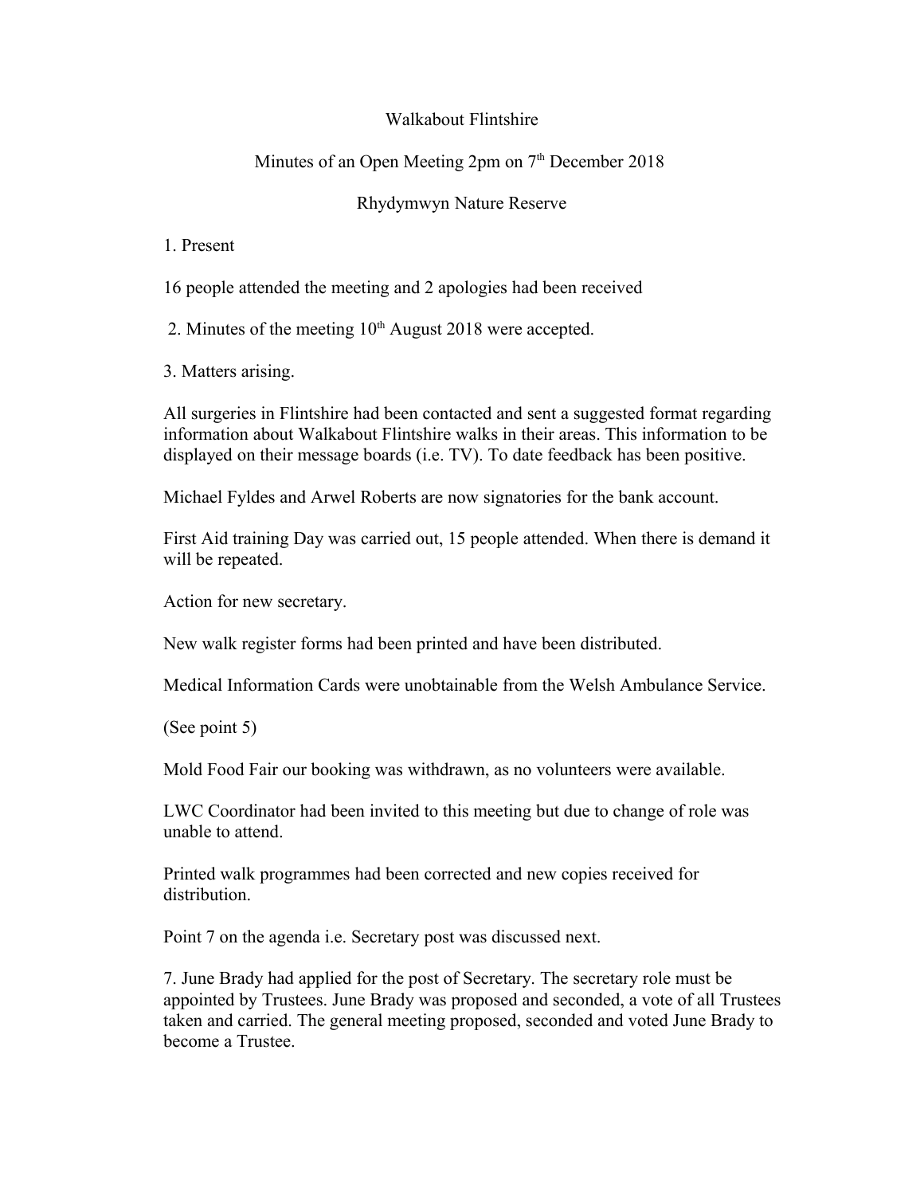# Walkabout Flintshire

## Minutes of an Open Meeting 2pm on 7th December 2018

## Rhydymwyn Nature Reserve

1. Present

16 people attended the meeting and 2 apologies had been received

2. Minutes of the meeting 10th August 2018 were accepted.

3. Matters arising.

All surgeries in Flintshire had been contacted and sent a suggested format regarding information about Walkabout Flintshire walks in their areas. This information to be displayed on their message boards (i.e. TV). To date feedback has been positive.

Michael Fyldes and Arwel Roberts are now signatories for the bank account.

First Aid training Day was carried out, 15 people attended. When there is demand it will be repeated.

Action for new secretary.

New walk register forms had been printed and have been distributed.

Medical Information Cards were unobtainable from the Welsh Ambulance Service.

(See point 5)

Mold Food Fair our booking was withdrawn, as no volunteers were available.

LWC Coordinator had been invited to this meeting but due to change of role was unable to attend.

Printed walk programmes had been corrected and new copies received for distribution.

Point 7 on the agenda i.e. Secretary post was discussed next.

7. June Brady had applied for the post of Secretary. The secretary role must be appointed by Trustees. June Brady was proposed and seconded, a vote of all Trustees taken and carried. The general meeting proposed, seconded and voted June Brady to become a Trustee.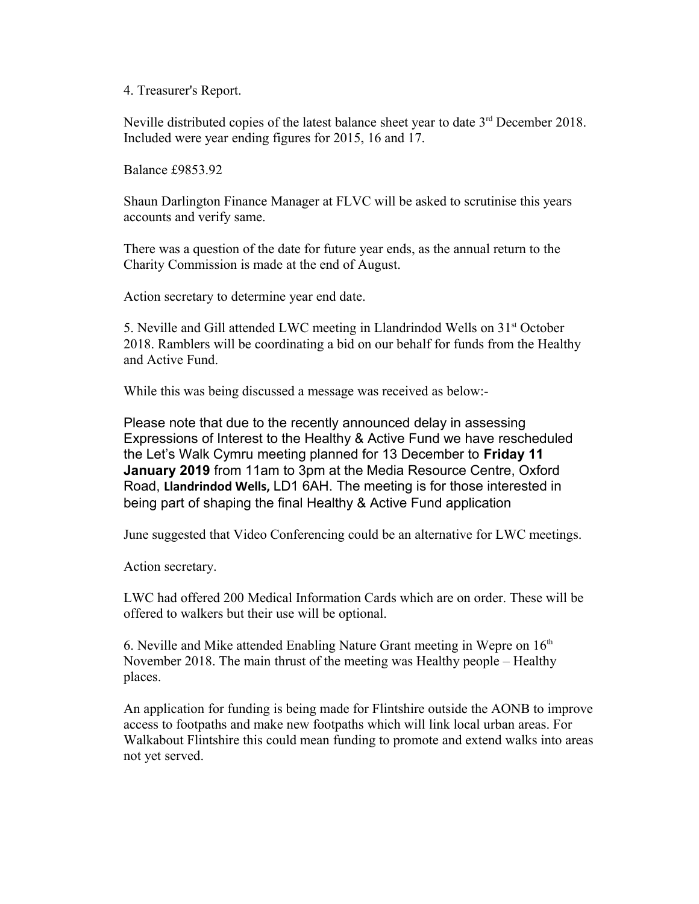4. Treasurer's Report.

Neville distributed copies of the latest balance sheet year to date 3rd December 2018. Included were year ending figures for 2015, 16 and 17.

Balance £9853.92

Shaun Darlington Finance Manager at FLVC will be asked to scrutinise this years accounts and verify same.

There was a question of the date for future year ends, as the annual return to the Charity Commission is made at the end of August.

Action secretary to determine year end date.

5. Neville and Gill attended LWC meeting in Llandrindod Wells on 31st October 2018. Ramblers will be coordinating a bid on our behalf for funds from the Healthy and Active Fund.

While this was being discussed a message was received as below:-

Please note that due to the recently announced delay in assessing Expressions of Interest to the Healthy & Active Fund we have rescheduled the Let's Walk Cymru meeting planned for 13 December to **Friday 11 January 2019** from 11am to 3pm at the Media Resource Centre, Oxford Road, **Llandrindod Wells,** LD1 6AH. The meeting is for those interested in being part of shaping the final Healthy & Active Fund application

June suggested that Video Conferencing could be an alternative for LWC meetings.

Action secretary.

LWC had offered 200 Medical Information Cards which are on order. These will be offered to walkers but their use will be optional.

6. Neville and Mike attended Enabling Nature Grant meeting in Wepre on 16th November 2018. The main thrust of the meeting was Healthy people – Healthy places.

An application for funding is being made for Flintshire outside the AONB to improve access to footpaths and make new footpaths which will link local urban areas. For Walkabout Flintshire this could mean funding to promote and extend walks into areas not yet served.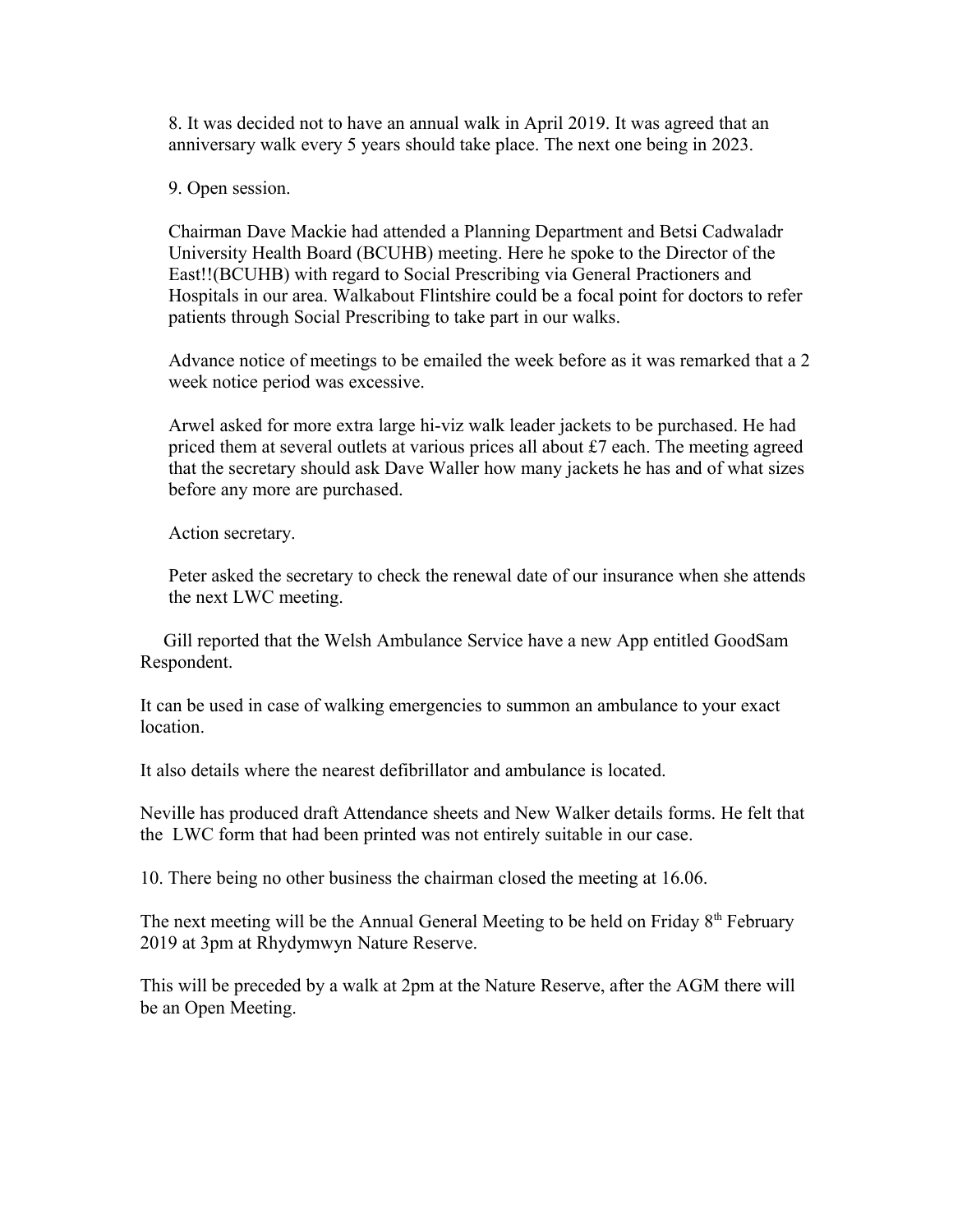8. It was decided not to have an annual walk in April 2019. It was agreed that an anniversary walk every 5 years should take place. The next one being in 2023.

9. Open session.

Chairman Dave Mackie had attended a Planning Department and Betsi Cadwaladr University Health Board (BCUHB) meeting. Here he spoke to the Director of the East!!(BCUHB) with regard to Social Prescribing via General Practioners and Hospitals in our area. Walkabout Flintshire could be a focal point for doctors to refer patients through Social Prescribing to take part in our walks.

Advance notice of meetings to be emailed the week before as it was remarked that a 2 week notice period was excessive.

Arwel asked for more extra large hi-viz walk leader jackets to be purchased. He had priced them at several outlets at various prices all about £7 each. The meeting agreed that the secretary should ask Dave Waller how many jackets he has and of what sizes before any more are purchased.

Action secretary.

Peter asked the secretary to check the renewal date of our insurance when she attends the next LWC meeting.

Gill reported that the Welsh Ambulance Service have a new App entitled GoodSam Respondent.

It can be used in case of walking emergencies to summon an ambulance to your exact location.

It also details where the nearest defibrillator and ambulance is located.

Neville has produced draft Attendance sheets and New Walker details forms. He felt that the LWC form that had been printed was not entirely suitable in our case.

10. There being no other business the chairman closed the meeting at 16.06.

The next meeting will be the Annual General Meeting to be held on Friday 8th February 2019 at 3pm at Rhydymwyn Nature Reserve.

This will be preceded by a walk at 2pm at the Nature Reserve, after the AGM there will be an Open Meeting.